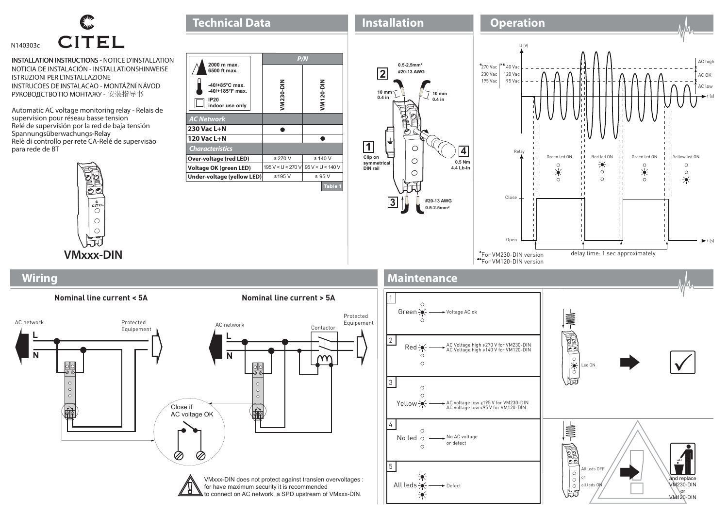N140303c

CITEL

**INSTALLATION INSTRUCTIONS** - NOTICE D'INSTALLATION
NOTICIA DE INSTALACIÓN - INSTALLATIONSHINWEISE
ISTRUZIONI PER L'INSTALLAZIONE
INSTRUCOES DE INSTALACAO - MONTÁŽNÍ NÁVOD
РУКОВОДСТВО ПО МОНТАЖУ - 安装指导书

Automatic AC voltage monitoring relay - Relais de supervision pour réseau basse tension
Relé de supervisión por la red de baja tensión
Spannungsüberwachungs-Relay
Relè di controllo per rete CA-Relé de supervisão para rede de BT

**VMxxx-DIN**

## Technical Data

2000 m max. 6500 ft max.
-40/+85°C max. -40/+185°F max.
IP20 indoor use only

| | P/N | |
|---|---|---|
| | VM230-DIN | VM120-DIN |
| ***AC Network*** | | |
| **230 Vac L+N** | ● | |
| **120 Vac L+N** | | ● |
| ***Characteristics*** | | |
| **Over-voltage (red LED)** | ≥ 270 V | ≥ 140 V |
| **Voltage OK (green LED)** | 195 V < U < 270 V | 95 V < U < 140 V |
| **Under-voltage (yellow LED)** | ≤195 V | ≤ 95 V |

Table 1

## Installation

1. Clip on symmetrical DIN rail
2. 0.5-2.5mm² #20-13 AWG — 10 mm 0.4 in
3. #20-13 AWG 0.5-2.5mm²
4. 0.5 Nm 4.4 Lb-In

## Operation

U (V): *270 Vac / **140 Vac — AC high; 230 Vac / 120 Vac — AC OK; 195 Vac / 95 Vac — AC low; t (s)

Relay: Green led ON — Red led ON — Green led ON — Yellow led ON; Close / Open; t (s)

delay time: 1 sec approximately

*For VM230-DIN version
**For VM120-DIN version

## Wiring

**Nominal line current < 5A**

AC network — L, N — Protected Equipement

Close if AC voltage OK

**Nominal line current > 5A**

AC network — L, N — Contactor — Protected Equipement

VMxxx-DIN does not protect against transien overvoltages : for have maximum security it is recommended to connect on AC network, a SPD upstream of VMxxx-DIN.

## Maintenance

1. Green — Voltage AC ok
2. Red — AC Voltage high ≥270 V for VM230-DIN; AC Voltage high ≥140 V for VM120-DIN
3. Yellow — AC voltage low ≤195 V for VM230-DIN; AC voltage low ≤95 V for VM120-DIN
4. No led — No AC voltage or defect
5. All leds — Defect

Led ON → ✓

All leds OFF or all leds ON → and replace VM230-DIN or VM120-DIN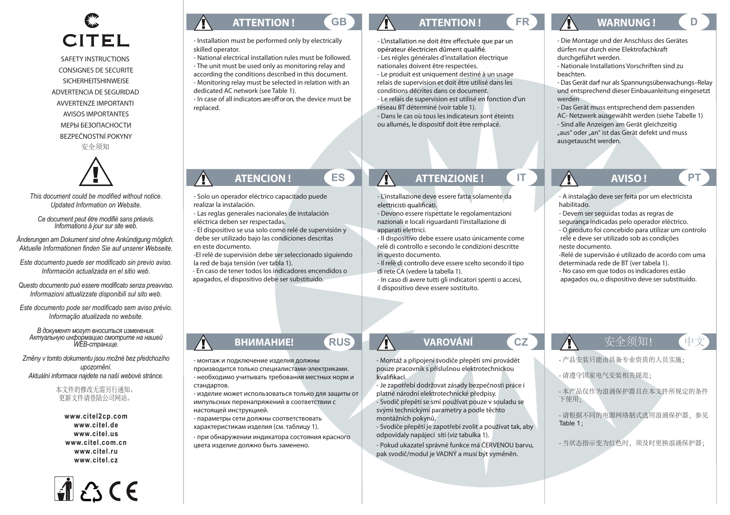CITEL

SAFETY INSTRUCTIONS
CONSIGNES DE SECURITE
SICHERHEITSHINWEISE
ADVERTENCIA DE SEGURIDAD
AVVERTENZE IMPORTANTI
AVISOS IMPORTANTES
МЕРЫ БЕЗОПАСНОСТИ
BEZPEČNOSTNÍ POKYNY
安全须知

*This document could be modified without notice. Updated Information on Website.*

*Ce document peut être modifié sans préavis. Informations à jour sur site web.*

*Änderungen am Dokument sind ohne Ankündigung möglich. Aktuelle Informationen finden Sie auf unserer Webseite.*

*Este documento puede ser modificado sin previo aviso. Información actualizada en el sitio web.*

*Questo documento può essere modificato senza preavviso. Informazioni attualizzate disponibili sul sito web.*

*Este documento pode ser modificado sem aviso prévio. Informação atualizada no website.*

*В документ могут вноситься изменения. Актуальную информацию смотрите на нашей WEB-странице.*

*Změny v tomto dokumentu jsou možné bez předchozího upozornění. Aktuální informace najdete na naší webové stránce.*

本文件的修改无需另行通知。
更新文件请登陆公司网站。

**www.citel2cp.com**
**www.citel.de**
**www.citel.us**
**www.citel.com.cn**
**www.citel.ru**
**www.citel.cz**

## ATTENTION ! (GB)

- Installation must be performed only by electrically skilled operator.
- National electrical installation rules must be followed.
- The unit must be used only as monitoring relay and according the conditions described in this document.
- Monitoring relay must be selected in relation with an dedicated AC network (see Table 1).
- In case of all indicators are off or on, the device must be replaced.

## ATTENTION ! (FR)

- L'installation ne doit être effectuée que par un opérateur électricien dûment qualifié.
- Les régles générales d'installation électrique nationales doivent être respectées.
- Le produit est uniquement destiné à un usage relais de supervision et doit être utilisé dans les conditions décrites dans ce document.
- Le relais de supervision est utilisé en fonction d'un réseau BT déterminé (voir table 1).
- Dans le cas où tous les indicateurs sont éteints ou allumés, le dispositif doit être remplacé.

## WARNUNG ! (D)

- Die Montage und der Anschluss des Gerätes dürfen nur durch eine Elektrofachkraft durchgeführt werden.
- Nationale Installations Vorschriften sind zu beachten.
- Das Gerät darf nur als Spannungsüberwachungs–Relay und entsprechend dieser Einbauanleitung eingesetzt werden
- Das Gerät muss entsprechend dem passenden AC- Netzwerk ausgewählt werden (siehe Tabelle 1)
- Sind alle Anzeigen am Gerät gleichzeitig „aus" oder „an" ist das Gerät defekt und muss ausgetauscht werden.

## ATENCION ! (ES)

- Solo un operador eléctrico capacitado puede realizar la instalación.
- Las reglas generales nacionales de instalación eléctrica deben ser respectadas.
- El dispositivo se usa solo como relé de supervisión y debe ser utilizado bajo las condiciones descritas en este documento.
-El relé de supervisión debe ser seleccionado siguiendo la red de baja tensión (ver tabla 1).
- En caso de tener todos los indicadores encendidos o apagados, el dispositivo debe ser substituido.

## ATTENZIONE ! (IT)

- L'installazione deve essere fatta solamente da elettricisti qualificati.
- Devono essere rispettate le regolamentazioni nazionali e locali riguardanti l'installazione di apparati elettrici.
- Il dispositivo debe essere usato únicamente come relè di controllo e secondo le condizioni descritte in questo documento.
- Il relè di controllo deve essere scelto secondo il tipo di rete CA (vedere la tabella 1).
- In caso di avere tutti gli indicatori spenti o accesi, il dispositivo deve essere sostituito.

## AVISO ! (PT)

- A instalação deve ser feita por um electricista habilitado.
- Devem ser seguidas todas as regras de segurança indicadas pelo operador eléctrico.
- O produto foi concebido para utilizar um controlo relé e deve ser utilizado sob as condições neste documento.
-Relé de supervisão é utilizado de acordo com uma determinada rede de BT (ver tabela 1).
- No caso em que todos os indicadores estão apagados ou, o dispositivo deve ser substituído.

## ВНИМАНИЕ! (RUS)

- монтаж и подключение изделия должны производится только специалистами-электриками.
- необходимо учитывать требования местных норм и стандартов.
- изделие может использоваться только для защиты от импульсных перенапряжений в соответствии с настоящей инструкцией.
- параметры сети должны соответствовать характеристикам изделия (см. таблицу 1).
- при обнаружении индикатора состояния красного цвета изделие должно быть заменено.

## VAROVÁNÍ (CZ)

- Montáž a připojení svodiče přepětí smí provádět pouze pracovník s příslušnou elektrotechnickou kvalifikací.
- Je zapotřebí dodržovat zásady bezpečnosti práce i platné národní elektrotechnické předpisy.
- Svodič přepětí se smí používat pouze v souladu se svými technickými parametry a podle těchto montážních pokynů.
- Svodiče přepětí je zapotřebí zvolit a používat tak, aby odpovídaly napájecí sítí (viz tabulka 1).
- Pokud ukazatel správné funkce má ČERVENOU barvu, pak svodič/modul je VADNÝ a musí být vyměněn.

## 安全须知! (中文)

- 产品安装只能由具备专业资质的人员实施;
- 请遵守国家电气安装相关规范;
- 本产品仅作为浪涌保护器且在本文件所规定的条件下使用;
- 请根据不同的电源网络制式选用浪涌保护器，参见 Table 1 ;
- 当状态指示变为红色时，须及时更换浪涌保护器;